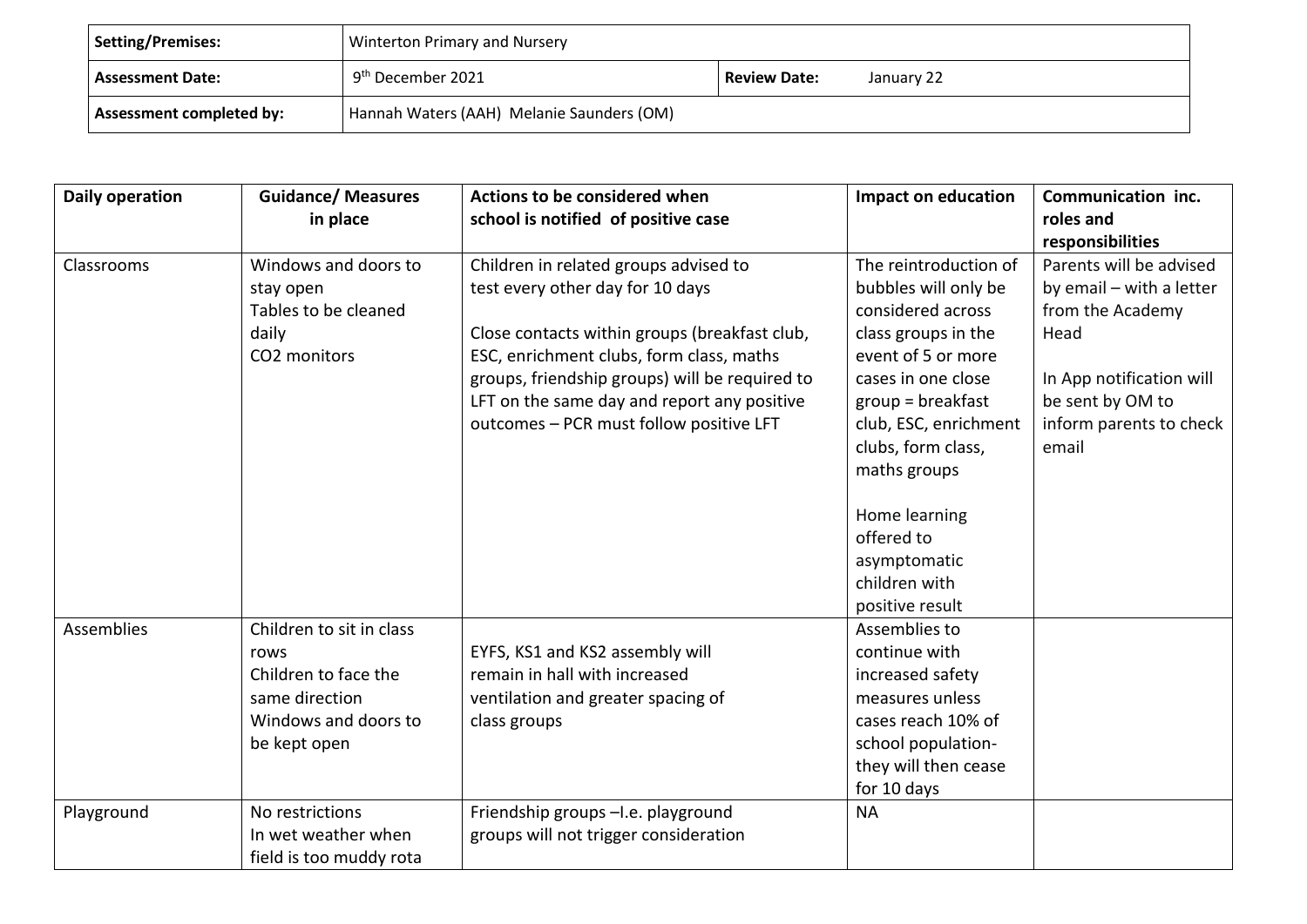| Setting/Premises: | Winterton Primary and Nursery | | |
|---|---|---|---|
| **Assessment Date:** | 9th December 2021 | **Review Date:** | January 22 |
| **Assessment completed by:** | Hannah Waters (AAH) Melanie Saunders (OM) | | |

| Daily operation | Guidance/ Measures in place | Actions to be considered when school is notified of positive case | Impact on education | Communication inc. roles and responsibilities |
|---|---|---|---|---|
| Classrooms | Windows and doors to stay open<br>Tables to be cleaned daily<br>$CO_2$ monitors | Children in related groups advised to test every other day for 10 days<br><br>Close contacts within groups (breakfast club, ESC, enrichment clubs, form class, maths groups, friendship groups) will be required to LFT on the same day and report any positive outcomes – PCR must follow positive LFT | The reintroduction of bubbles will only be considered across class groups in the event of 5 or more cases in one close group = breakfast club, ESC, enrichment clubs, form class, maths groups<br><br>Home learning offered to asymptomatic children with positive result | Parents will be advised by email – with a letter from the Academy Head<br><br>In App notification will be sent by OM to inform parents to check email |
| Assemblies | Children to sit in class rows<br>Children to face the same direction<br>Windows and doors to be kept open | EYFS, KS1 and KS2 assembly will remain in hall with increased ventilation and greater spacing of class groups | Assemblies to continue with increased safety measures unless cases reach 10% of school population- they will then cease for 10 days | |
| Playground | No restrictions<br>In wet weather when field is too muddy rota | Friendship groups –I.e. playground groups will not trigger consideration | NA | |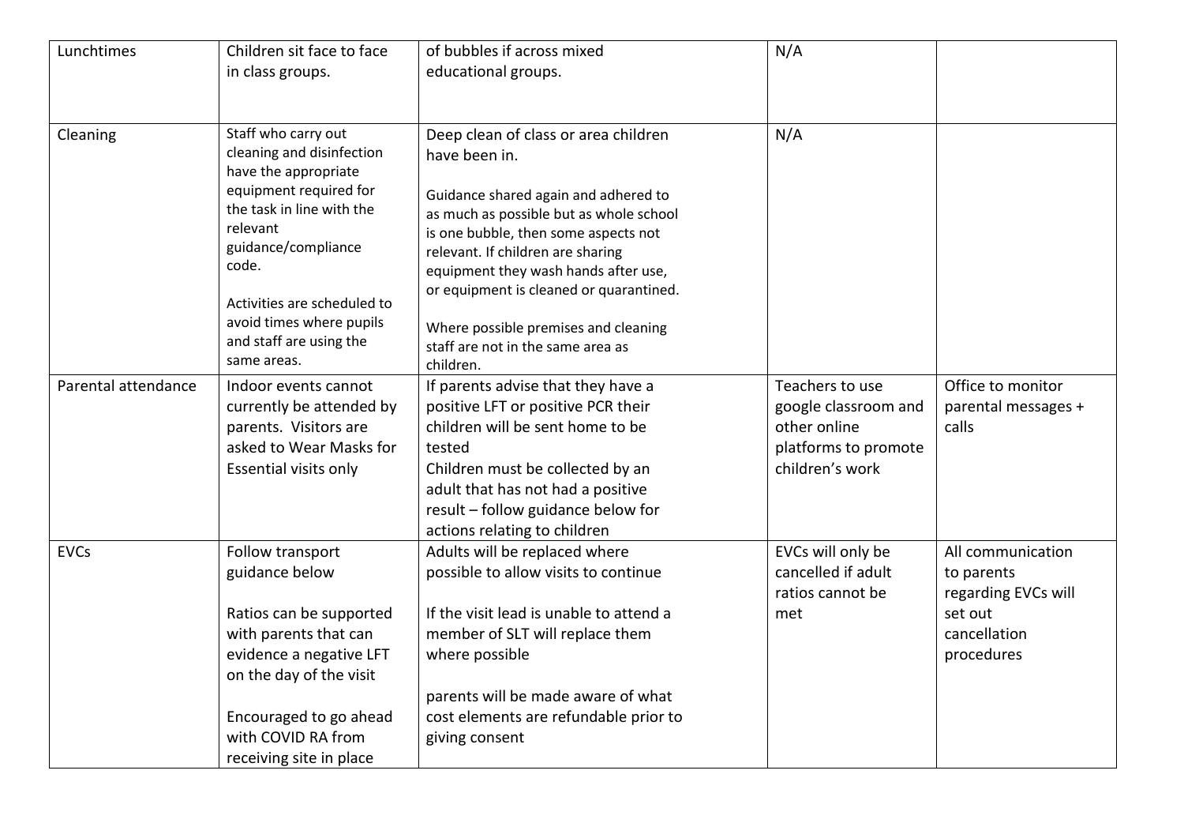| | | | | |
|---|---|---|---|---|
| Lunchtimes | Children sit face to face in class groups. | of bubbles if across mixed educational groups. | N/A | |
| Cleaning | Staff who carry out cleaning and disinfection have the appropriate equipment required for the task in line with the relevant guidance/compliance code.<br><br>Activities are scheduled to avoid times where pupils and staff are using the same areas. | Deep clean of class or area children have been in.<br><br>Guidance shared again and adhered to as much as possible but as whole school is one bubble, then some aspects not relevant. If children are sharing equipment they wash hands after use, or equipment is cleaned or quarantined.<br><br>Where possible premises and cleaning staff are not in the same area as children. | N/A | |
| Parental attendance | Indoor events cannot currently be attended by parents. Visitors are asked to Wear Masks for Essential visits only | If parents advise that they have a positive LFT or positive PCR their children will be sent home to be tested<br>Children must be collected by an adult that has not had a positive result – follow guidance below for actions relating to children | Teachers to use google classroom and other online platforms to promote children's work | Office to monitor parental messages + calls |
| EVCs | Follow transport guidance below<br><br>Ratios can be supported with parents that can evidence a negative LFT on the day of the visit<br><br>Encouraged to go ahead with COVID RA from receiving site in place | Adults will be replaced where possible to allow visits to continue<br><br>If the visit lead is unable to attend a member of SLT will replace them where possible<br><br>parents will be made aware of what cost elements are refundable prior to giving consent | EVCs will only be cancelled if adult ratios cannot be met | All communication to parents regarding EVCs will set out cancellation procedures |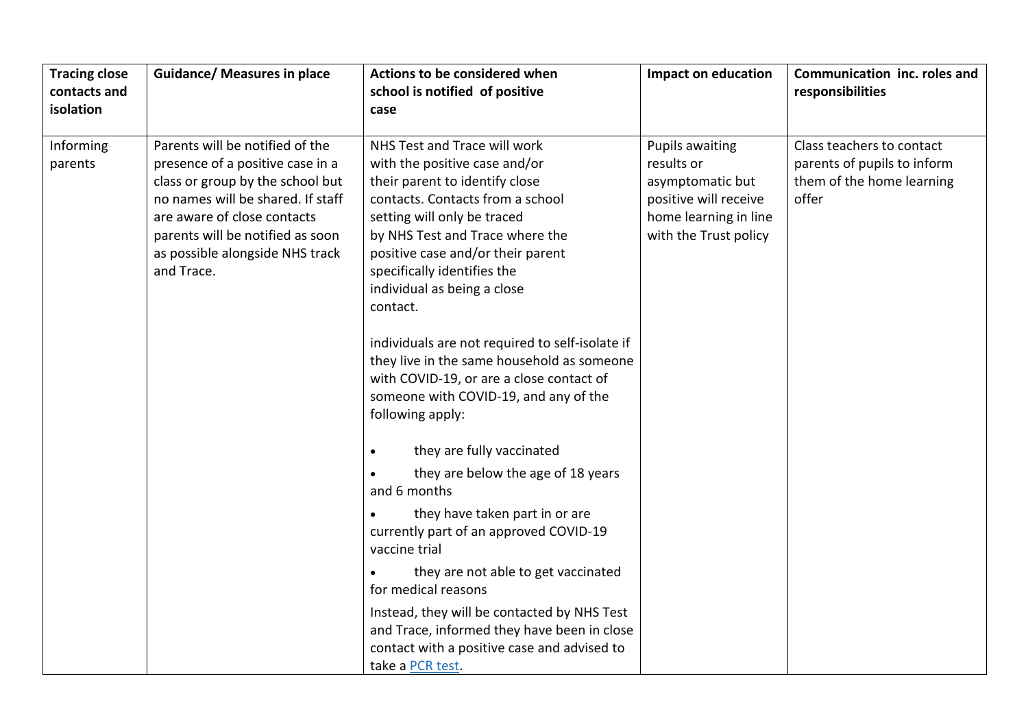| Tracing close contacts and isolation | Guidance/ Measures in place | Actions to be considered when school is notified of positive case | Impact on education | Communication inc. roles and responsibilities |
|---|---|---|---|---|
| Informing parents | Parents will be notified of the presence of a positive case in a class or group by the school but no names will be shared. If staff are aware of close contacts parents will be notified as soon as possible alongside NHS track and Trace. | NHS Test and Trace will work with the positive case and/or their parent to identify close contacts. Contacts from a school setting will only be traced by NHS Test and Trace where the positive case and/or their parent specifically identifies the individual as being a close contact.<br><br>individuals are not required to self-isolate if they live in the same household as someone with COVID-19, or are a close contact of someone with COVID-19, and any of the following apply:<br><br>• they are fully vaccinated<br>• they are below the age of 18 years and 6 months<br>• they have taken part in or are currently part of an approved COVID-19 vaccine trial<br>• they are not able to get vaccinated for medical reasons<br><br>Instead, they will be contacted by NHS Test and Trace, informed they have been in close contact with a positive case and advised to take a PCR test. | Pupils awaiting results or asymptomatic but positive will receive home learning in line with the Trust policy | Class teachers to contact parents of pupils to inform them of the home learning offer |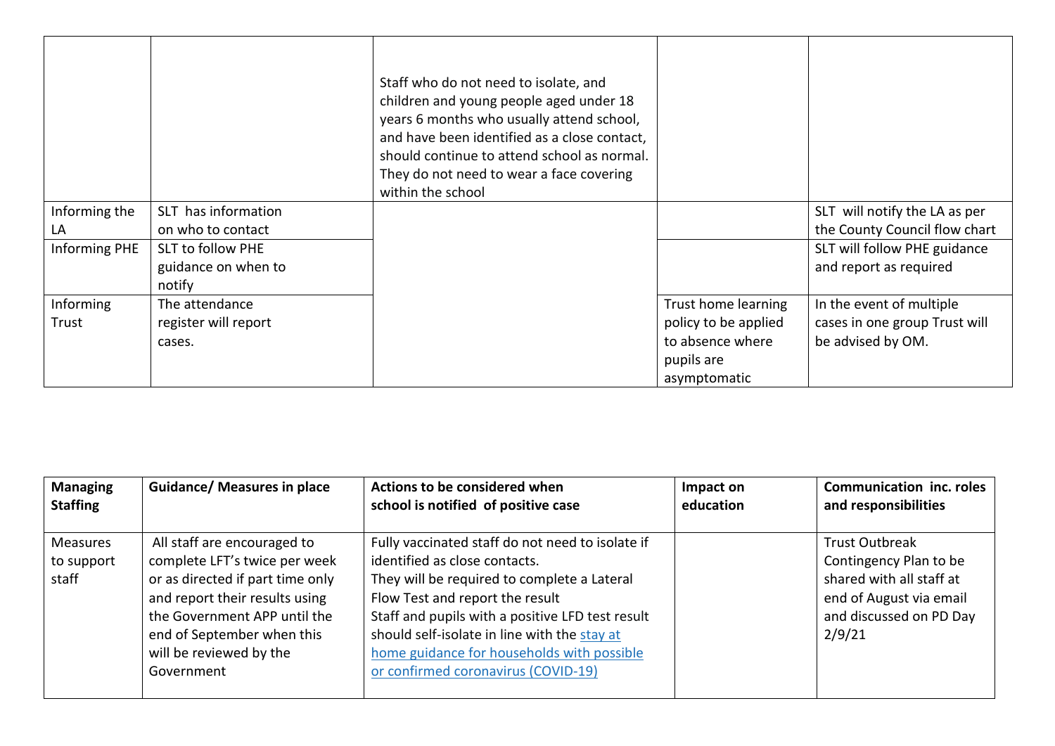| | | | | |
|---|---|---|---|---|
| | | Staff who do not need to isolate, and children and young people aged under 18 years 6 months who usually attend school, and have been identified as a close contact, should continue to attend school as normal. They do not need to wear a face covering within the school | | |
| Informing the LA | SLT has information on who to contact | | | SLT will notify the LA as per the County Council flow chart |
| Informing PHE | SLT to follow PHE guidance on when to notify | | | SLT will follow PHE guidance and report as required |
| Informing Trust | The attendance register will report cases. | | Trust home learning policy to be applied to absence where pupils are asymptomatic | In the event of multiple cases in one group Trust will be advised by OM. |

| **Managing Staffing** | **Guidance/ Measures in place** | **Actions to be considered when school is notified of positive case** | **Impact on education** | **Communication inc. roles and responsibilities** |
|---|---|---|---|---|
| Measures to support staff | All staff are encouraged to complete LFT's twice per week or as directed if part time only and report their results using the Government APP until the end of September when this will be reviewed by the Government | Fully vaccinated staff do not need to isolate if identified as close contacts. They will be required to complete a Lateral Flow Test and report the result Staff and pupils with a positive LFD test result should self-isolate in line with the stay at home guidance for households with possible or confirmed coronavirus (COVID-19) | | Trust Outbreak Contingency Plan to be shared with all staff at end of August via email and discussed on PD Day 2/9/21 |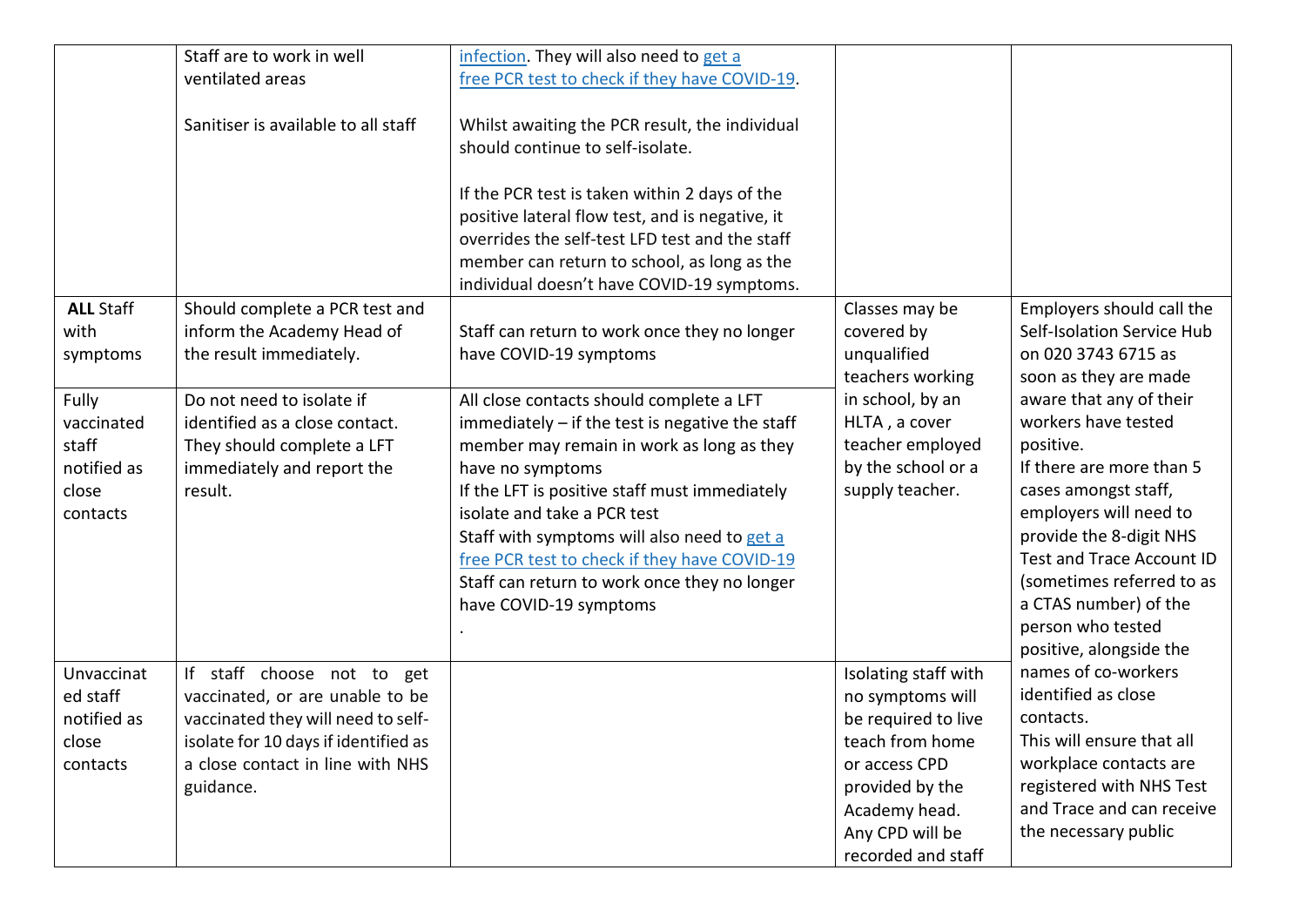| | | | | |
|---|---|---|---|---|
| | Staff are to work in well ventilated areas<br><br>Sanitiser is available to all staff | infection. They will also need to get a free PCR test to check if they have COVID-19.<br><br>Whilst awaiting the PCR result, the individual should continue to self-isolate.<br><br>If the PCR test is taken within 2 days of the positive lateral flow test, and is negative, it overrides the self-test LFD test and the staff member can return to school, as long as the individual doesn't have COVID-19 symptoms. | | |
| **ALL** Staff with symptoms | Should complete a PCR test and inform the Academy Head of the result immediately. | Staff can return to work once they no longer have COVID-19 symptoms | Classes may be covered by unqualified teachers working in school, by an HLTA , a cover teacher employed by the school or a supply teacher. | Employers should call the Self-Isolation Service Hub on 020 3743 6715 as soon as they are made aware that any of their workers have tested positive.<br>If there are more than 5 cases amongst staff, employers will need to provide the 8-digit NHS Test and Trace Account ID (sometimes referred to as a CTAS number) of the person who tested positive, alongside the names of co-workers identified as close contacts.<br>This will ensure that all workplace contacts are registered with NHS Test and Trace and can receive the necessary public |
| Fully vaccinated staff notified as close contacts | Do not need to isolate if identified as a close contact. They should complete a LFT immediately and report the result. | All close contacts should complete a LFT immediately – if the test is negative the staff member may remain in work as long as they have no symptoms<br>If the LFT is positive staff must immediately isolate and take a PCR test<br>Staff with symptoms will also need to get a free PCR test to check if they have COVID-19<br>Staff can return to work once they no longer have COVID-19 symptoms<br>. | | |
| Unvaccinated staff notified as close contacts | If staff choose not to get vaccinated, or are unable to be vaccinated they will need to self-isolate for 10 days if identified as a close contact in line with NHS guidance. | | Isolating staff with no symptoms will be required to live teach from home or access CPD provided by the Academy head. Any CPD will be recorded and staff | |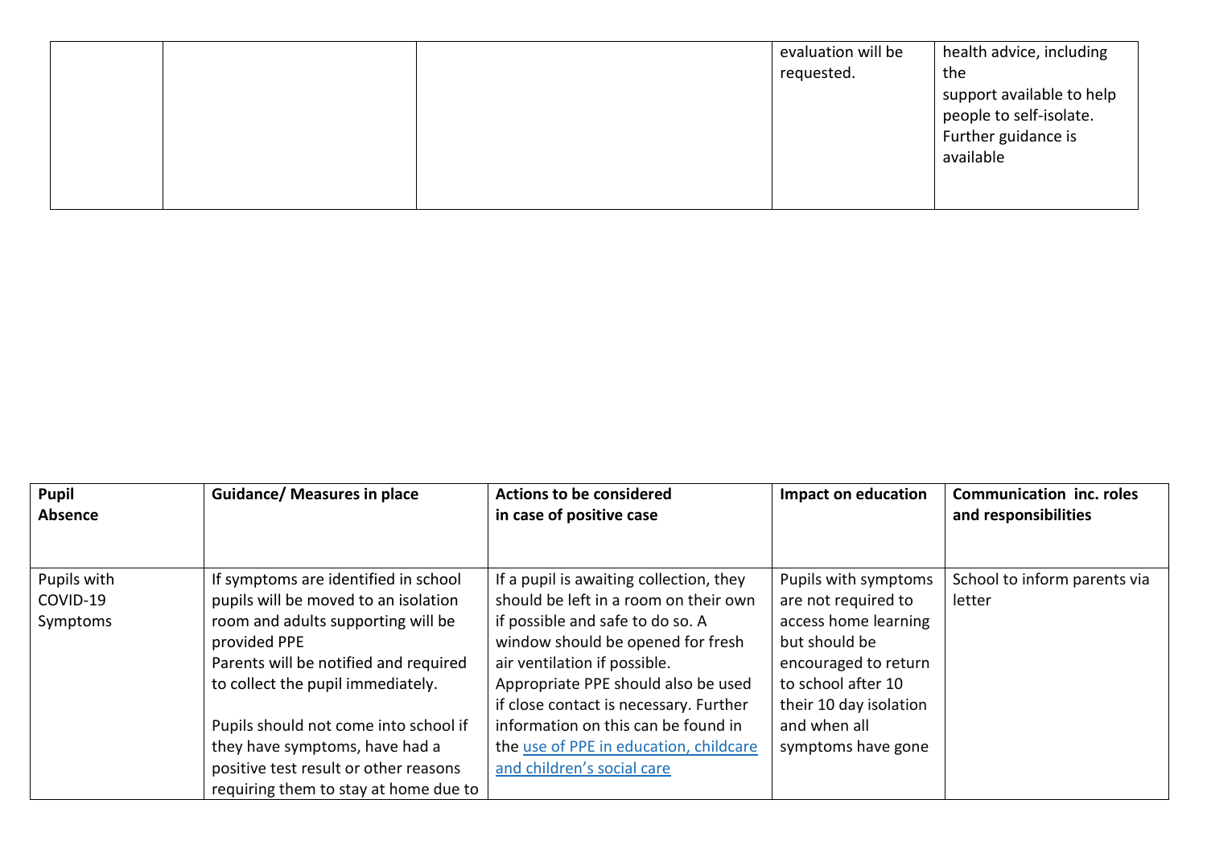|  |  |  | evaluation will be requested. | health advice, including the support available to help people to self-isolate. Further guidance is available |
|---|---|---|---|---|

| Pupil Absence | Guidance/ Measures in place | Actions to be considered in case of positive case | Impact on education | Communication inc. roles and responsibilities |
|---|---|---|---|---|
| Pupils with COVID-19 Symptoms | If symptoms are identified in school pupils will be moved to an isolation room and adults supporting will be provided PPE<br>Parents will be notified and required to collect the pupil immediately.<br><br>Pupils should not come into school if they have symptoms, have had a positive test result or other reasons requiring them to stay at home due to | If a pupil is awaiting collection, they should be left in a room on their own if possible and safe to do so. A window should be opened for fresh air ventilation if possible. Appropriate PPE should also be used if close contact is necessary. Further information on this can be found in the [use of PPE in education, childcare and children's social care]() | Pupils with symptoms are not required to access home learning but should be encouraged to return to school after 10 their 10 day isolation and when all symptoms have gone | School to inform parents via letter |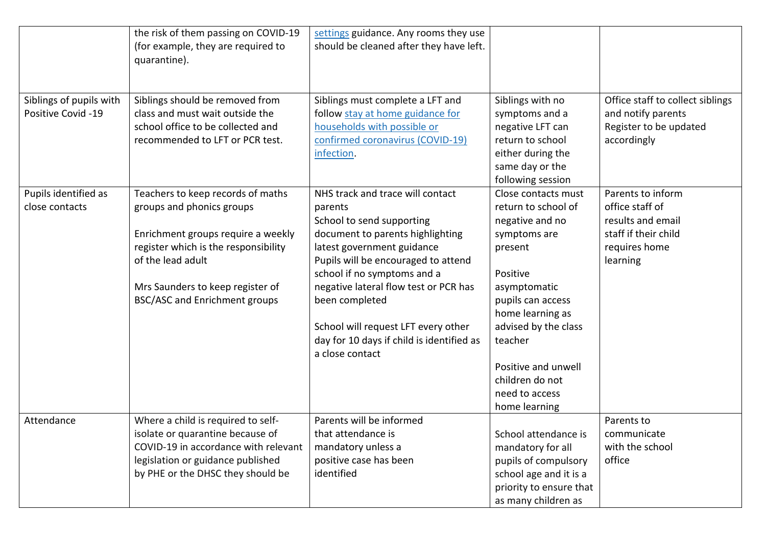| | | | | |
|---|---|---|---|---|
| | the risk of them passing on COVID-19 (for example, they are required to quarantine). | settings guidance. Any rooms they use should be cleaned after they have left. | | |
| Siblings of pupils with Positive Covid -19 | Siblings should be removed from class and must wait outside the school office to be collected and recommended to LFT or PCR test. | Siblings must complete a LFT and follow stay at home guidance for households with possible or confirmed coronavirus (COVID-19) infection. | Siblings with no symptoms and a negative LFT can return to school either during the same day or the following session | Office staff to collect siblings and notify parents<br>Register to be updated accordingly |
| Pupils identified as close contacts | Teachers to keep records of maths groups and phonics groups<br><br>Enrichment groups require a weekly register which is the responsibility of the lead adult<br><br>Mrs Saunders to keep register of BSC/ASC and Enrichment groups | NHS track and trace will contact parents<br>School to send supporting document to parents highlighting latest government guidance<br>Pupils will be encouraged to attend school if no symptoms and a negative lateral flow test or PCR has been completed<br><br>School will request LFT every other day for 10 days if child is identified as a close contact | Close contacts must return to school of negative and no symptoms are present<br><br>Positive asymptomatic pupils can access home learning as advised by the class teacher<br><br>Positive and unwell children do not need to access home learning | Parents to inform office staff of results and email staff if their child requires home learning |
| Attendance | Where a child is required to self-isolate or quarantine because of COVID-19 in accordance with relevant legislation or guidance published by PHE or the DHSC they should be | Parents will be informed that attendance is mandatory unless a positive case has been identified | School attendance is mandatory for all pupils of compulsory school age and it is a priority to ensure that as many children as | Parents to communicate with the school office |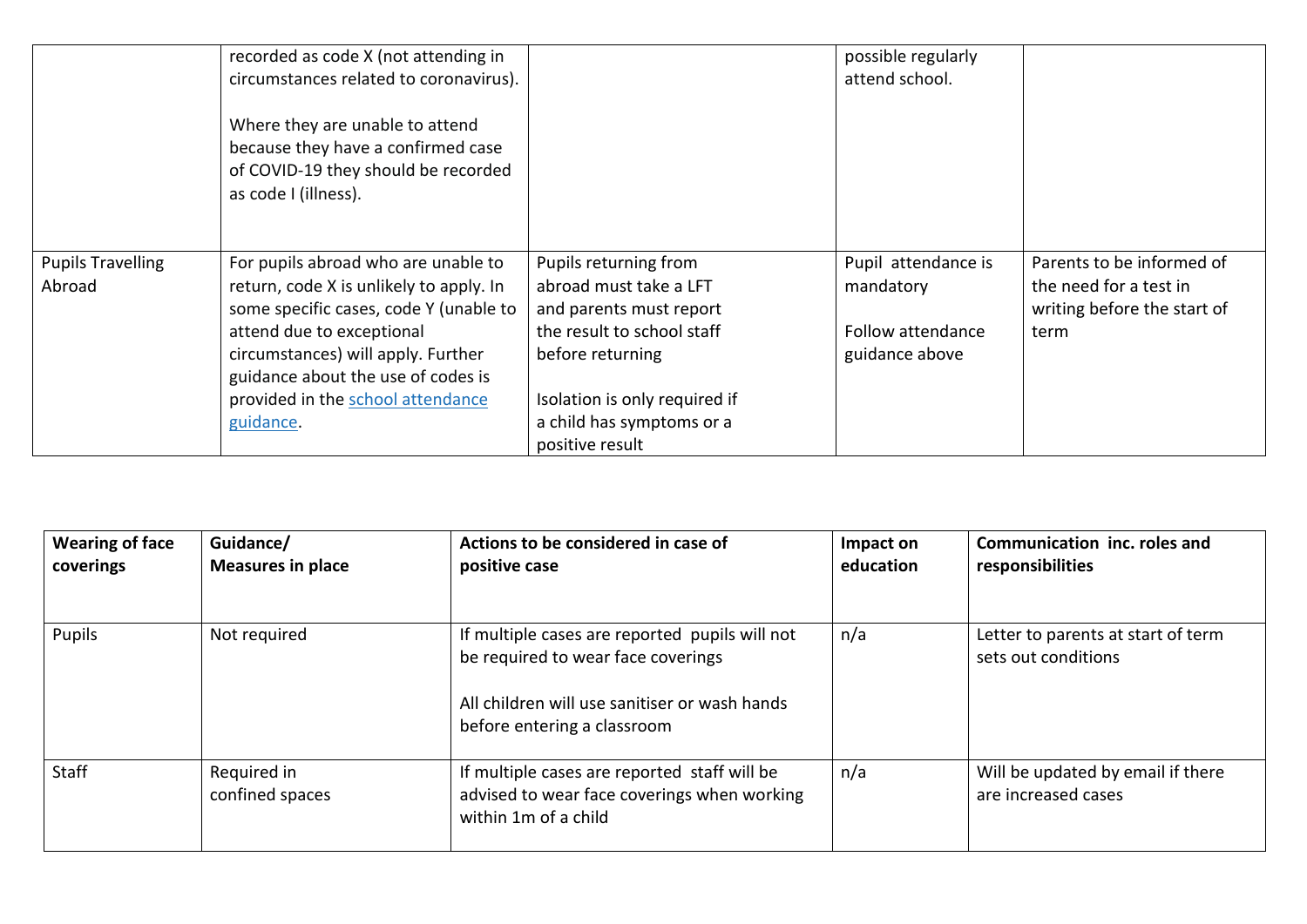| | | | | |
|---|---|---|---|---|
| | recorded as code X (not attending in circumstances related to coronavirus).<br><br>Where they are unable to attend because they have a confirmed case of COVID-19 they should be recorded as code I (illness). | | possible regularly attend school. | |
| Pupils Travelling Abroad | For pupils abroad who are unable to return, code X is unlikely to apply. In some specific cases, code Y (unable to attend due to exceptional circumstances) will apply. Further guidance about the use of codes is provided in the [school attendance guidance](). | Pupils returning from abroad must take a LFT and parents must report the result to school staff before returning<br><br>Isolation is only required if a child has symptoms or a positive result | Pupil attendance is mandatory<br><br>Follow attendance guidance above | Parents to be informed of the need for a test in writing before the start of term |

| **Wearing of face coverings** | **Guidance/ Measures in place** | **Actions to be considered in case of positive case** | **Impact on education** | **Communication inc. roles and responsibilities** |
|---|---|---|---|---|
| Pupils | Not required | If multiple cases are reported pupils will not be required to wear face coverings<br><br>All children will use sanitiser or wash hands before entering a classroom | n/a | Letter to parents at start of term sets out conditions |
| Staff | Required in confined spaces | If multiple cases are reported staff will be advised to wear face coverings when working within 1m of a child | n/a | Will be updated by email if there are increased cases |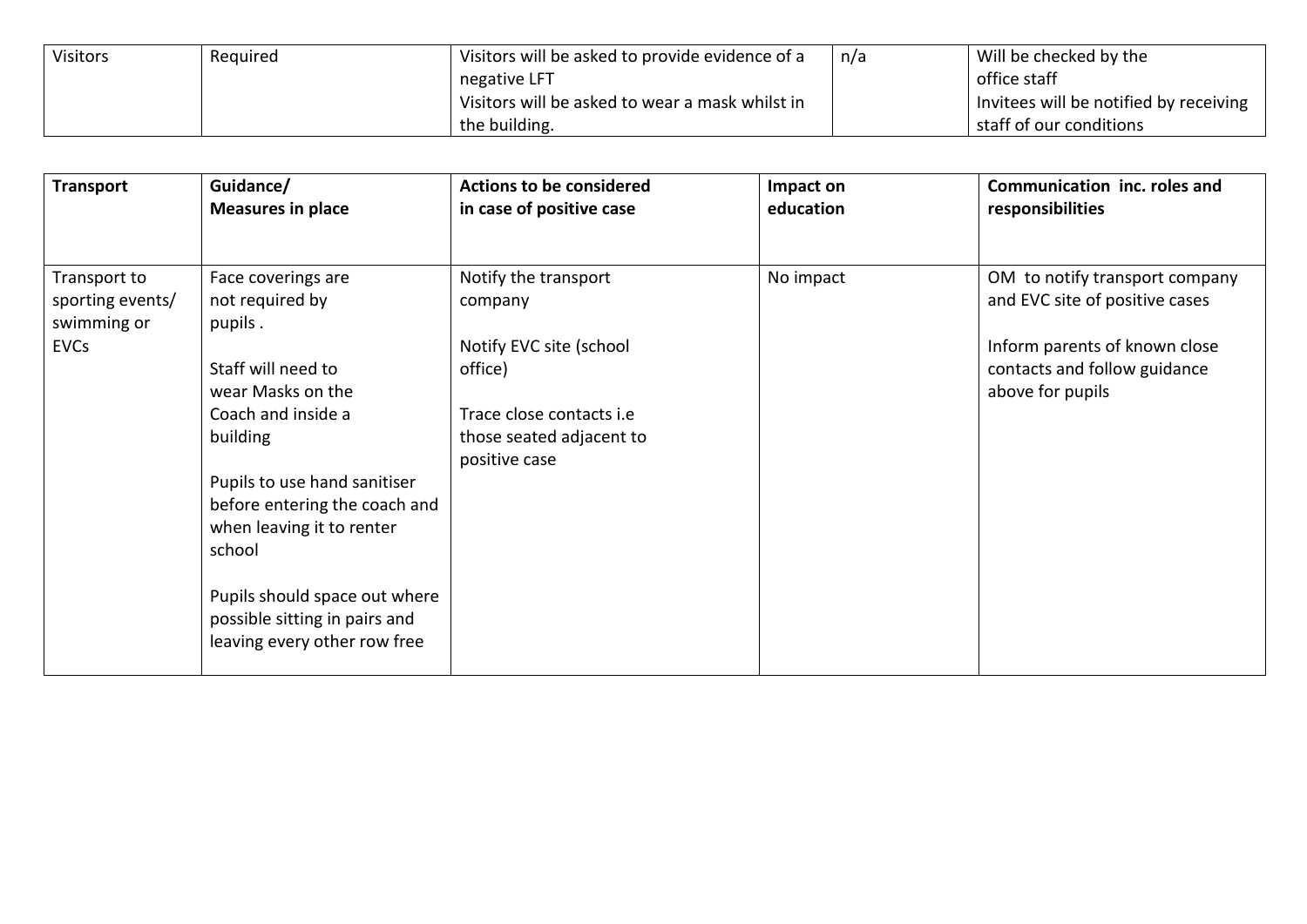| | | | | |
|---|---|---|---|---|
| Visitors | Required | Visitors will be asked to provide evidence of a negative LFT<br>Visitors will be asked to wear a mask whilst in the building. | n/a | Will be checked by the office staff<br>Invitees will be notified by receiving staff of our conditions |

| Transport | Guidance/<br>Measures in place | Actions to be considered in case of positive case | Impact on education | Communication inc. roles and responsibilities |
|---|---|---|---|---|
| Transport to sporting events/ swimming or EVCs | Face coverings are not required by pupils .<br><br>Staff will need to wear Masks on the Coach and inside a building<br><br>Pupils to use hand sanitiser before entering the coach and when leaving it to renter school<br><br>Pupils should space out where possible sitting in pairs and leaving every other row free | Notify the transport company<br><br>Notify EVC site (school office)<br><br>Trace close contacts i.e those seated adjacent to positive case | No impact | OM to notify transport company and EVC site of positive cases<br><br>Inform parents of known close contacts and follow guidance above for pupils |